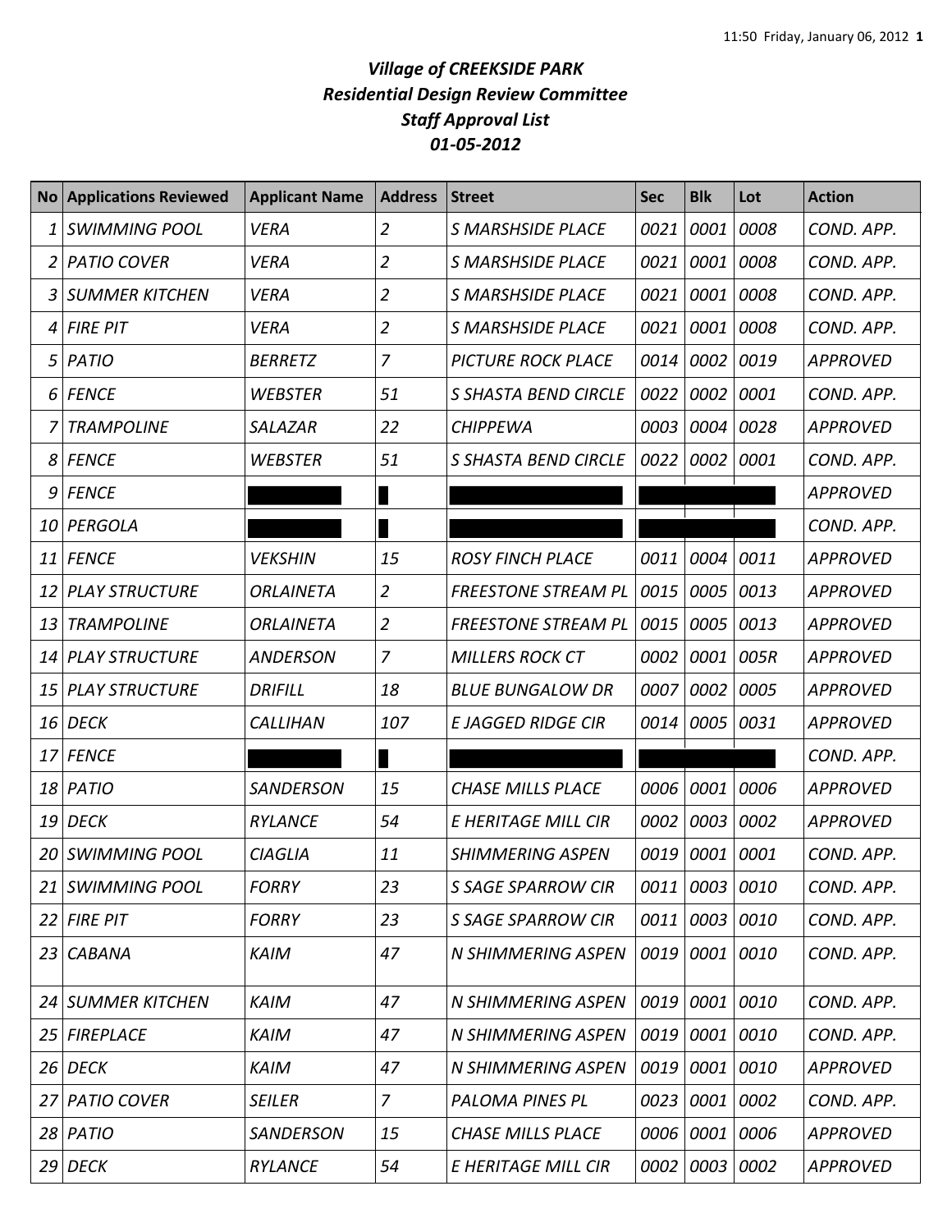# *Village of CREEKSIDE PARK*
## *Residential Design Review Committee*
## *Staff Approval List*
## *01-05-2012*

| No | Applications Reviewed | Applicant Name | Address | Street | Sec | Blk | Lot | Action |
|---|---|---|---|---|---|---|---|---|
| 1 | SWIMMING POOL | VERA | 2 | S MARSHSIDE PLACE | 0021 | 0001 | 0008 | COND. APP. |
| 2 | PATIO COVER | VERA | 2 | S MARSHSIDE PLACE | 0021 | 0001 | 0008 | COND. APP. |
| 3 | SUMMER KITCHEN | VERA | 2 | S MARSHSIDE PLACE | 0021 | 0001 | 0008 | COND. APP. |
| 4 | FIRE PIT | VERA | 2 | S MARSHSIDE PLACE | 0021 | 0001 | 0008 | COND. APP. |
| 5 | PATIO | BERRETZ | 7 | PICTURE ROCK PLACE | 0014 | 0002 | 0019 | APPROVED |
| 6 | FENCE | WEBSTER | 51 | S SHASTA BEND CIRCLE | 0022 | 0002 | 0001 | COND. APP. |
| 7 | TRAMPOLINE | SALAZAR | 22 | CHIPPEWA | 0003 | 0004 | 0028 | APPROVED |
| 8 | FENCE | WEBSTER | 51 | S SHASTA BEND CIRCLE | 0022 | 0002 | 0001 | COND. APP. |
| 9 | FENCE | | | | | | | APPROVED |
| 10 | PERGOLA | | | | | | | COND. APP. |
| 11 | FENCE | VEKSHIN | 15 | ROSY FINCH PLACE | 0011 | 0004 | 0011 | APPROVED |
| 12 | PLAY STRUCTURE | ORLAINETA | 2 | FREESTONE STREAM PL | 0015 | 0005 | 0013 | APPROVED |
| 13 | TRAMPOLINE | ORLAINETA | 2 | FREESTONE STREAM PL | 0015 | 0005 | 0013 | APPROVED |
| 14 | PLAY STRUCTURE | ANDERSON | 7 | MILLERS ROCK CT | 0002 | 0001 | 005R | APPROVED |
| 15 | PLAY STRUCTURE | DRIFILL | 18 | BLUE BUNGALOW DR | 0007 | 0002 | 0005 | APPROVED |
| 16 | DECK | CALLIHAN | 107 | E JAGGED RIDGE CIR | 0014 | 0005 | 0031 | APPROVED |
| 17 | FENCE | | | | | | | COND. APP. |
| 18 | PATIO | SANDERSON | 15 | CHASE MILLS PLACE | 0006 | 0001 | 0006 | APPROVED |
| 19 | DECK | RYLANCE | 54 | E HERITAGE MILL CIR | 0002 | 0003 | 0002 | APPROVED |
| 20 | SWIMMING POOL | CIAGLIA | 11 | SHIMMERING ASPEN | 0019 | 0001 | 0001 | COND. APP. |
| 21 | SWIMMING POOL | FORRY | 23 | S SAGE SPARROW CIR | 0011 | 0003 | 0010 | COND. APP. |
| 22 | FIRE PIT | FORRY | 23 | S SAGE SPARROW CIR | 0011 | 0003 | 0010 | COND. APP. |
| 23 | CABANA | KAIM | 47 | N SHIMMERING ASPEN | 0019 | 0001 | 0010 | COND. APP. |
| 24 | SUMMER KITCHEN | KAIM | 47 | N SHIMMERING ASPEN | 0019 | 0001 | 0010 | COND. APP. |
| 25 | FIREPLACE | KAIM | 47 | N SHIMMERING ASPEN | 0019 | 0001 | 0010 | COND. APP. |
| 26 | DECK | KAIM | 47 | N SHIMMERING ASPEN | 0019 | 0001 | 0010 | APPROVED |
| 27 | PATIO COVER | SEILER | 7 | PALOMA PINES PL | 0023 | 0001 | 0002 | COND. APP. |
| 28 | PATIO | SANDERSON | 15 | CHASE MILLS PLACE | 0006 | 0001 | 0006 | APPROVED |
| 29 | DECK | RYLANCE | 54 | E HERITAGE MILL CIR | 0002 | 0003 | 0002 | APPROVED |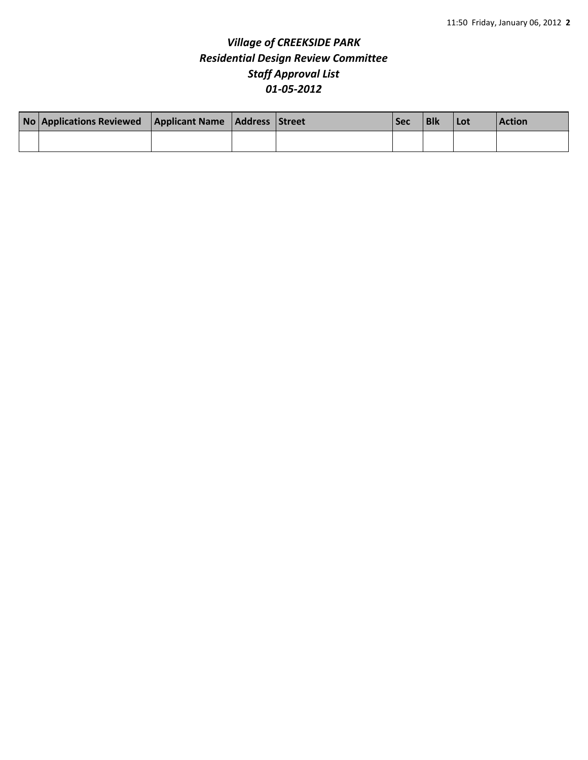# *Village of CREEKSIDE PARK*
## *Residential Design Review Committee*
## *Staff Approval List*
## *01-05-2012*

| No | Applications Reviewed | Applicant Name | Address | Street | Sec | Blk | Lot | Action |
|---|---|---|---|---|---|---|---|---|
| | | | | | | | | |